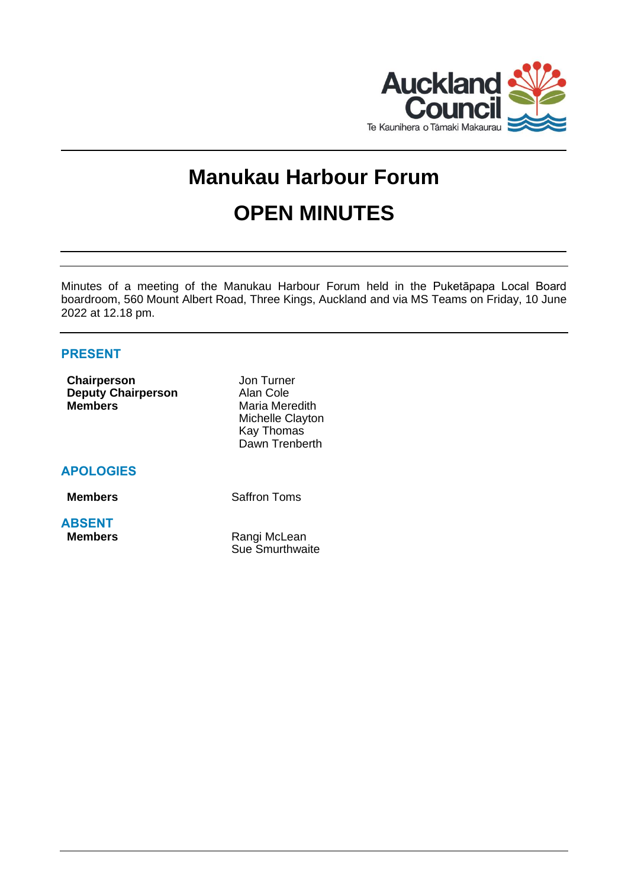# Manukau Harbour Forum

# OPEN MINUTES

Minutes of a meeting of the Manukau Harbour Forum held in the Puketāpapa Local Board boardroom, 560 Mount Albert Road, Three Kings, Auckland and via MS Teams on Friday, 10 June 2022 at 12.18 pm.

## PRESENT

| | |
|---|---|
| **Chairperson** | Jon Turner |
| **Deputy Chairperson** | Alan Cole |
| **Members** | Maria Meredith |
| | Michelle Clayton |
| | Kay Thomas |
| | Dawn Trenberth |

## APOLOGIES

| | |
|---|---|
| **Members** | Saffron Toms |

## ABSENT

| | |
|---|---|
| **Members** | Rangi McLean |
| | Sue Smurthwaite |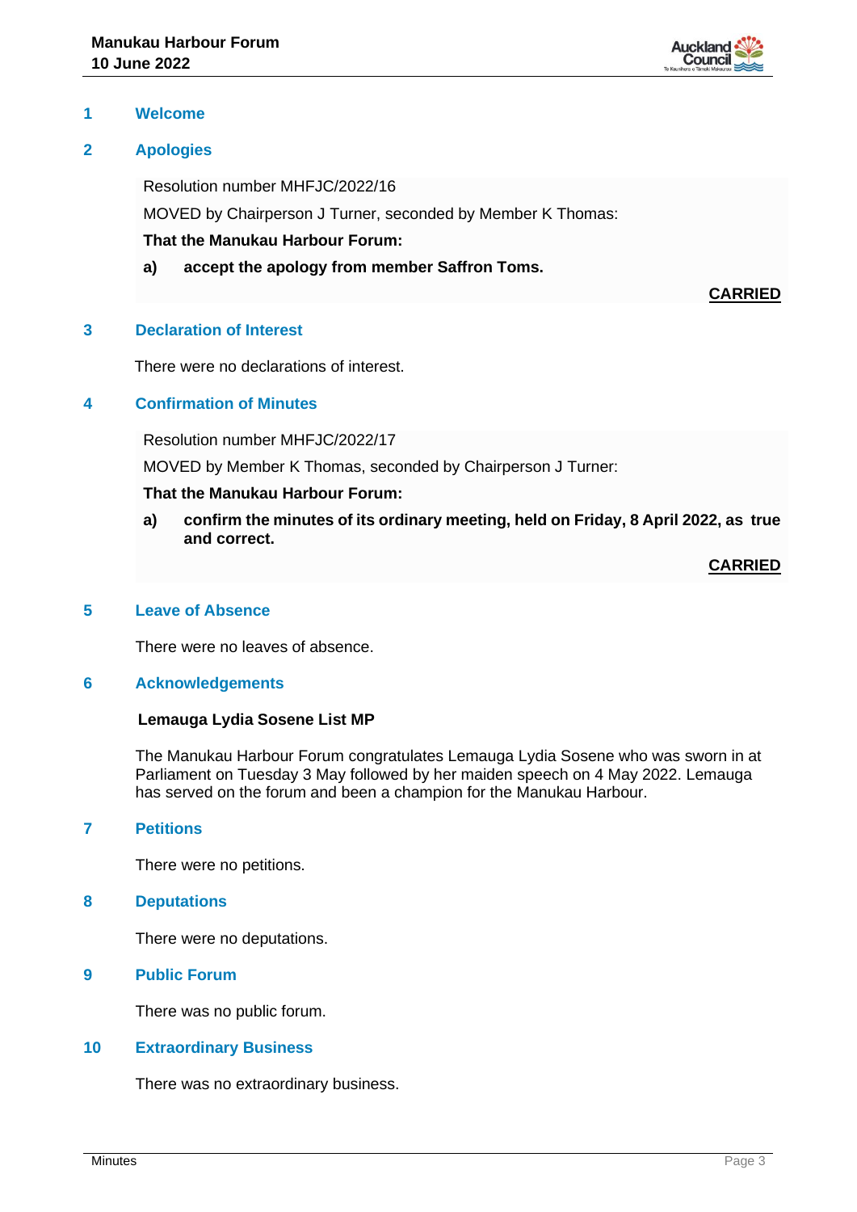## 1 Welcome

## 2 Apologies

Resolution number MHFJC/2022/16

MOVED by Chairperson J Turner, seconded by Member K Thomas:

**That the Manukau Harbour Forum:**

**a) accept the apology from member Saffron Toms.**

**CARRIED**

## 3 Declaration of Interest

There were no declarations of interest.

## 4 Confirmation of Minutes

Resolution number MHFJC/2022/17

MOVED by Member K Thomas, seconded by Chairperson J Turner:

**That the Manukau Harbour Forum:**

**a) confirm the minutes of its ordinary meeting, held on Friday, 8 April 2022, as true and correct.**

**CARRIED**

## 5 Leave of Absence

There were no leaves of absence.

## 6 Acknowledgements

**Lemauga Lydia Sosene List MP**

The Manukau Harbour Forum congratulates Lemauga Lydia Sosene who was sworn in at Parliament on Tuesday 3 May followed by her maiden speech on 4 May 2022. Lemauga has served on the forum and been a champion for the Manukau Harbour.

## 7 Petitions

There were no petitions.

## 8 Deputations

There were no deputations.

## 9 Public Forum

There was no public forum.

## 10 Extraordinary Business

There was no extraordinary business.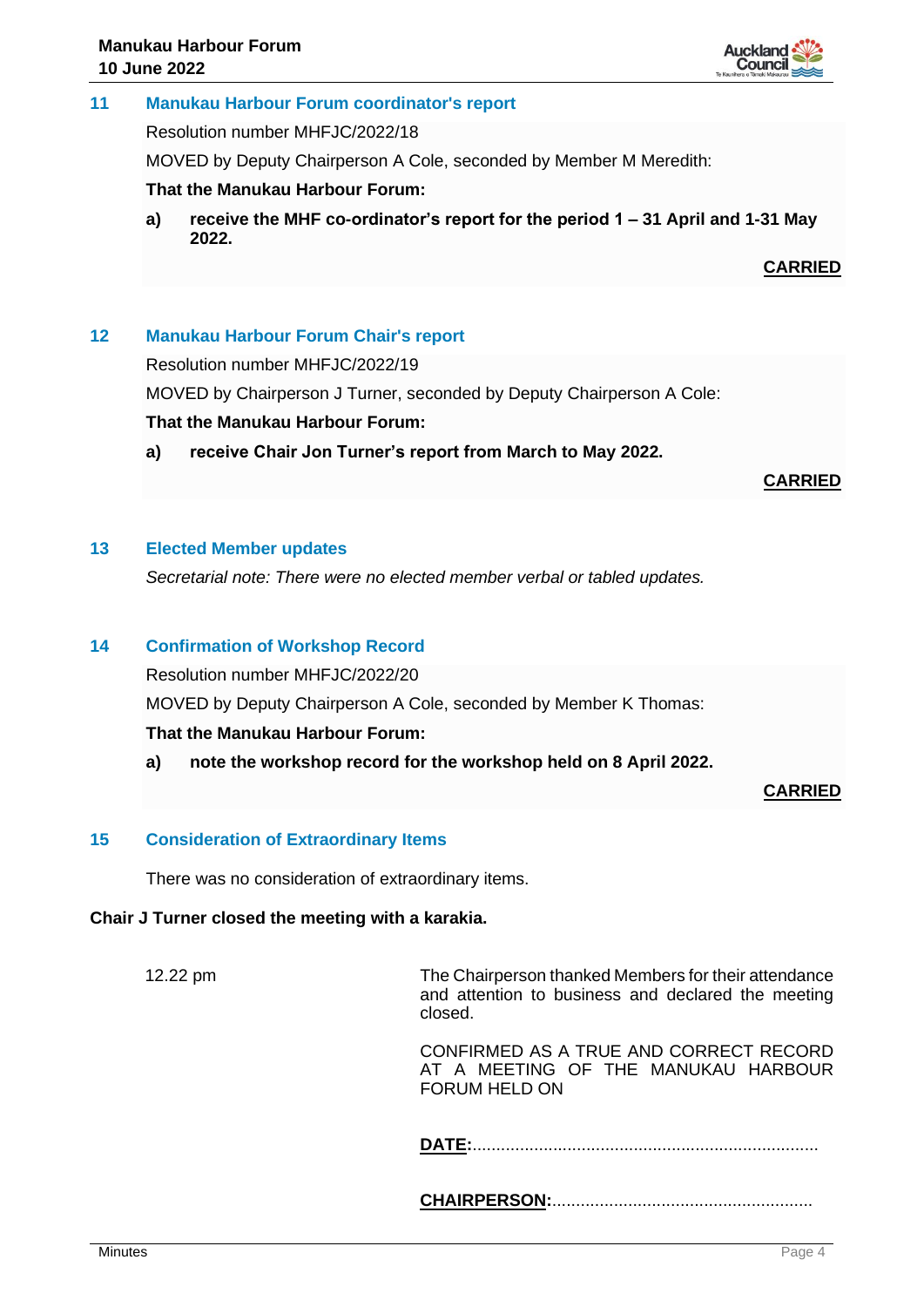## 11 Manukau Harbour Forum coordinator's report

Resolution number MHFJC/2022/18

MOVED by Deputy Chairperson A Cole, seconded by Member M Meredith:

**That the Manukau Harbour Forum:**

**a) receive the MHF co-ordinator's report for the period 1 – 31 April and 1-31 May 2022.**

**CARRIED**

## 12 Manukau Harbour Forum Chair's report

Resolution number MHFJC/2022/19

MOVED by Chairperson J Turner, seconded by Deputy Chairperson A Cole:

**That the Manukau Harbour Forum:**

**a) receive Chair Jon Turner's report from March to May 2022.**

**CARRIED**

## 13 Elected Member updates

*Secretarial note: There were no elected member verbal or tabled updates.*

## 14 Confirmation of Workshop Record

Resolution number MHFJC/2022/20

MOVED by Deputy Chairperson A Cole, seconded by Member K Thomas:

**That the Manukau Harbour Forum:**

**a) note the workshop record for the workshop held on 8 April 2022.**

**CARRIED**

## 15 Consideration of Extraordinary Items

There was no consideration of extraordinary items.

**Chair J Turner closed the meeting with a karakia.**

12.22 pm

The Chairperson thanked Members for their attendance and attention to business and declared the meeting closed.

CONFIRMED AS A TRUE AND CORRECT RECORD AT A MEETING OF THE MANUKAU HARBOUR FORUM HELD ON

**DATE:**.........................................................................

**CHAIRPERSON:**.......................................................